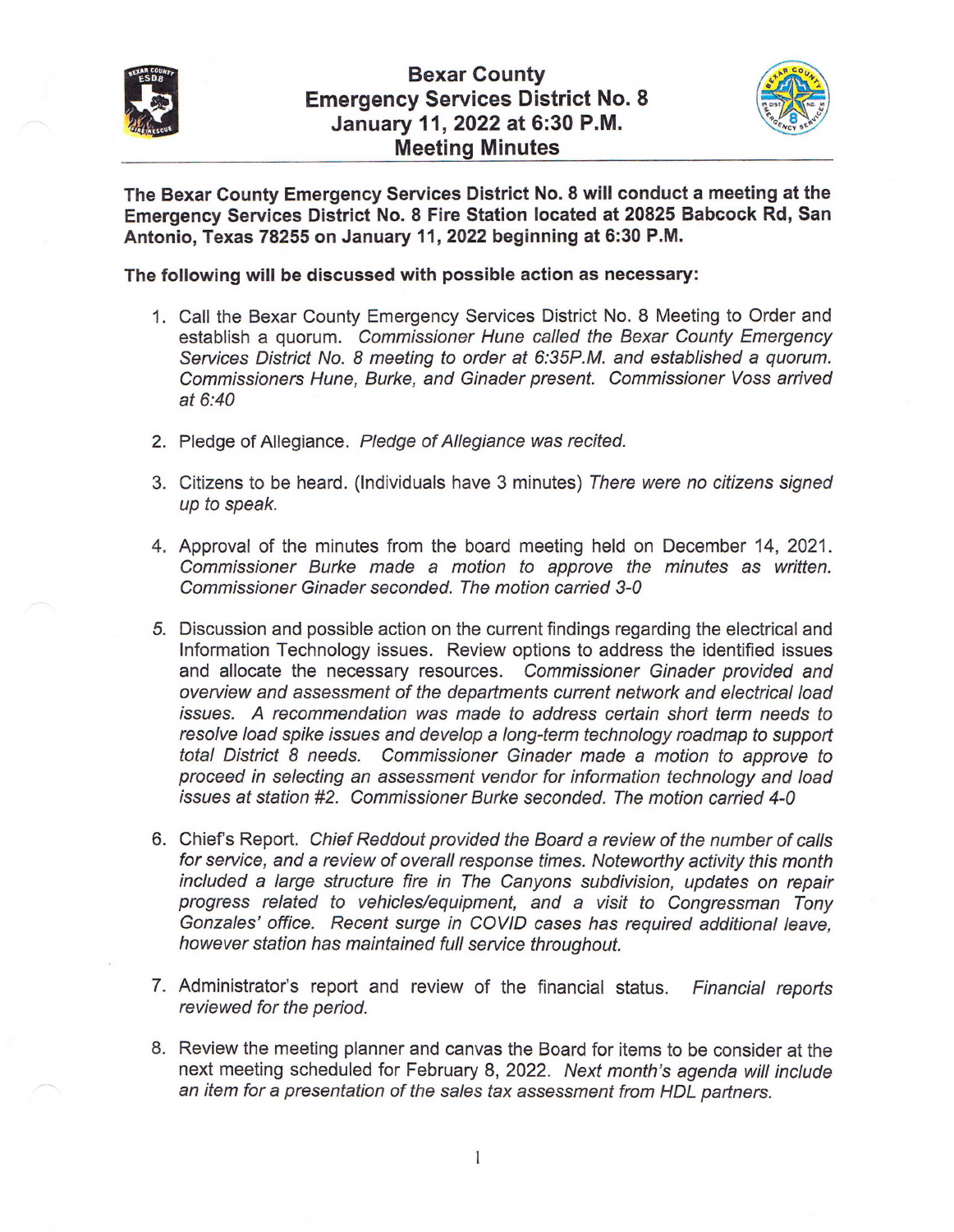# Bexar County Emergency Services District No. 8 January 11, 2022 at 6:30 P.M. Meeting Minutes

**The Bexar County Emergency Services District No. 8 will conduct a meeting at the Emergency Services District No. 8 Fire Station located at 20825 Babcock Rd, San Antonio, Texas 78255 on January 11, 2022 beginning at 6:30 P.M.**

**The following will be discussed with possible action as necessary:**

1. Call the Bexar County Emergency Services District No. 8 Meeting to Order and establish a quorum. *Commissioner Hune called the Bexar County Emergency Services District No. 8 meeting to order at 6:35P.M. and established a quorum. Commissioners Hune, Burke, and Ginader present. Commissioner Voss arrived at 6:40*

2. Pledge of Allegiance. *Pledge of Allegiance was recited.*

3. Citizens to be heard. (Individuals have 3 minutes) *There were no citizens signed up to speak.*

4. Approval of the minutes from the board meeting held on December 14, 2021. *Commissioner Burke made a motion to approve the minutes as written. Commissioner Ginader seconded. The motion carried 3-0*

5. Discussion and possible action on the current findings regarding the electrical and Information Technology issues. Review options to address the identified issues and allocate the necessary resources. *Commissioner Ginader provided and overview and assessment of the departments current network and electrical load issues. A recommendation was made to address certain short term needs to resolve load spike issues and develop a long-term technology roadmap to support total District 8 needs. Commissioner Ginader made a motion to approve to proceed in selecting an assessment vendor for information technology and load issues at station #2. Commissioner Burke seconded. The motion carried 4-0*

6. Chief's Report. *Chief Reddout provided the Board a review of the number of calls for service, and a review of overall response times. Noteworthy activity this month included a large structure fire in The Canyons subdivision, updates on repair progress related to vehicles/equipment, and a visit to Congressman Tony Gonzales' office. Recent surge in COVID cases has required additional leave, however station has maintained full service throughout.*

7. Administrator's report and review of the financial status. *Financial reports reviewed for the period.*

8. Review the meeting planner and canvas the Board for items to be consider at the next meeting scheduled for February 8, 2022. *Next month's agenda will include an item for a presentation of the sales tax assessment from HDL partners.*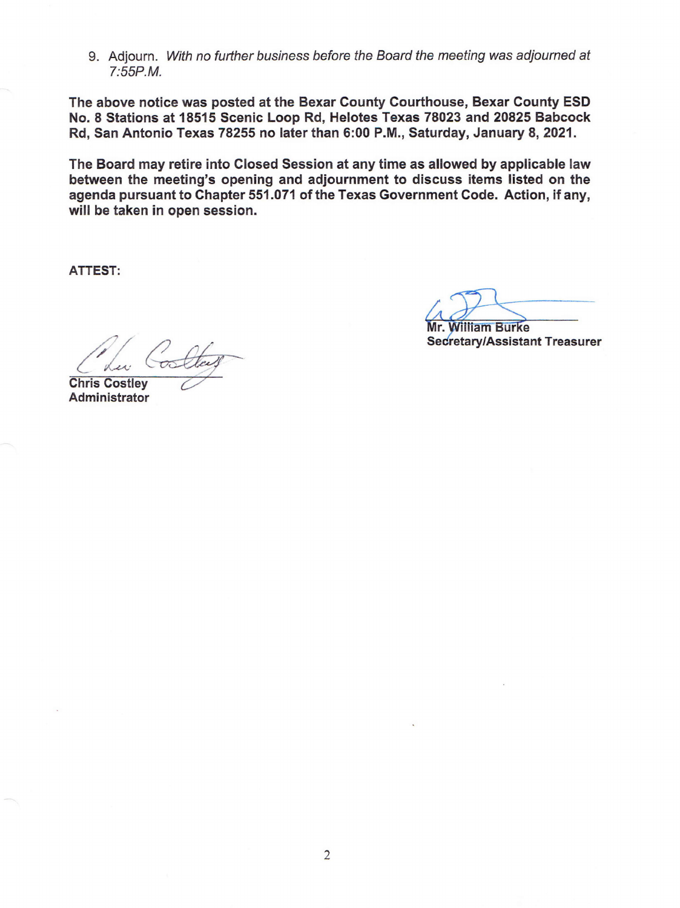9. Adjourn. *With no further business before the Board the meeting was adjourned at 7:55P.M.*

**The above notice was posted at the Bexar County Courthouse, Bexar County ESD No. 8 Stations at 18515 Scenic Loop Rd, Helotes Texas 78023 and 20825 Babcock Rd, San Antonio Texas 78255 no later than 6:00 P.M., Saturday, January 8, 2021.**

**The Board may retire into Closed Session at any time as allowed by applicable law between the meeting's opening and adjournment to discuss items listed on the agenda pursuant to Chapter 551.071 of the Texas Government Code. Action, if any, will be taken in open session.**

**ATTEST:**

**Mr. William Burke**
**Secretary/Assistant Treasurer**

**Chris Costley**
**Administrator**